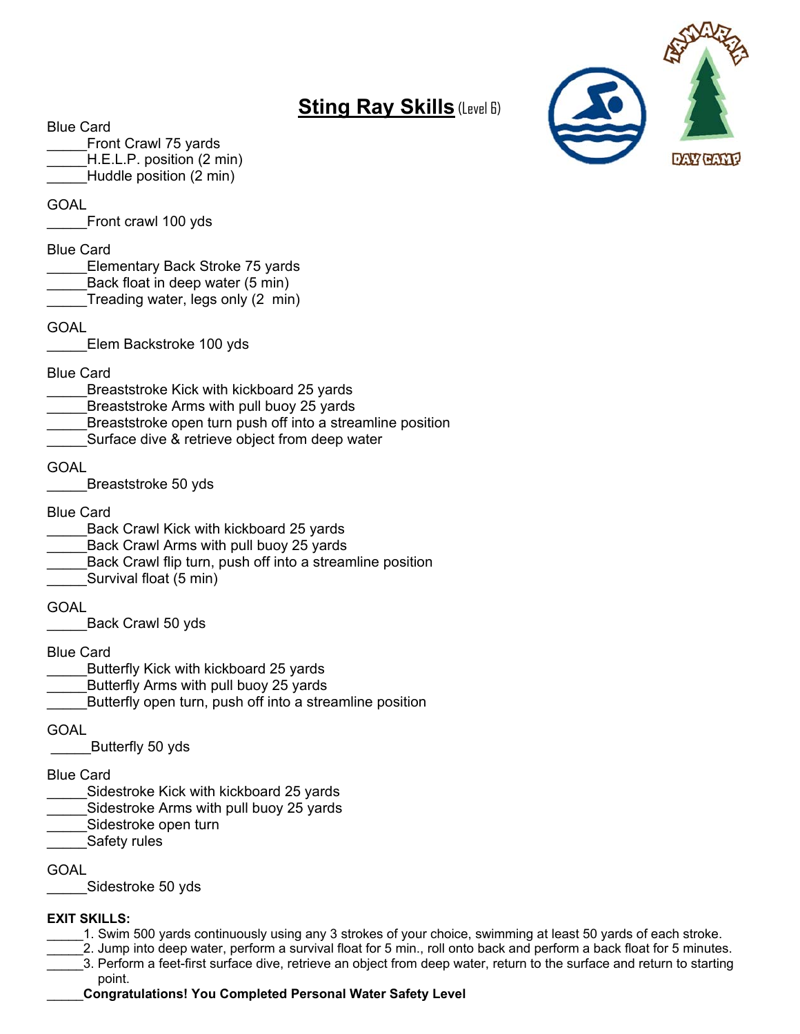# Sting Ray Skills (Level 6)

Blue Card
_____Front Crawl 75 yards
_____H.E.L.P. position (2 min)
_____Huddle position (2 min)

GOAL
_____Front crawl 100 yds

Blue Card
_____Elementary Back Stroke 75 yards
_____Back float in deep water (5 min)
_____Treading water, legs only (2 min)

GOAL
_____Elem Backstroke 100 yds

Blue Card
_____Breaststroke Kick with kickboard 25 yards
_____Breaststroke Arms with pull buoy 25 yards
_____Breaststroke open turn push off into a streamline position
_____Surface dive & retrieve object from deep water

GOAL
_____Breaststroke 50 yds

Blue Card
_____Back Crawl Kick with kickboard 25 yards
_____Back Crawl Arms with pull buoy 25 yards
_____Back Crawl flip turn, push off into a streamline position
_____Survival float (5 min)

GOAL
_____Back Crawl 50 yds

Blue Card
_____Butterfly Kick with kickboard 25 yards
_____Butterfly Arms with pull buoy 25 yards
_____Butterfly open turn, push off into a streamline position

GOAL
_____Butterfly 50 yds

Blue Card
_____Sidestroke Kick with kickboard 25 yards
_____Sidestroke Arms with pull buoy 25 yards
_____Sidestroke open turn
_____Safety rules

GOAL
_____Sidestroke 50 yds

**EXIT SKILLS:**
_____1. Swim 500 yards continuously using any 3 strokes of your choice, swimming at least 50 yards of each stroke.
_____2. Jump into deep water, perform a survival float for 5 min., roll onto back and perform a back float for 5 minutes.
_____3. Perform a feet-first surface dive, retrieve an object from deep water, return to the surface and return to starting point.
_____**Congratulations! You Completed Personal Water Safety Level**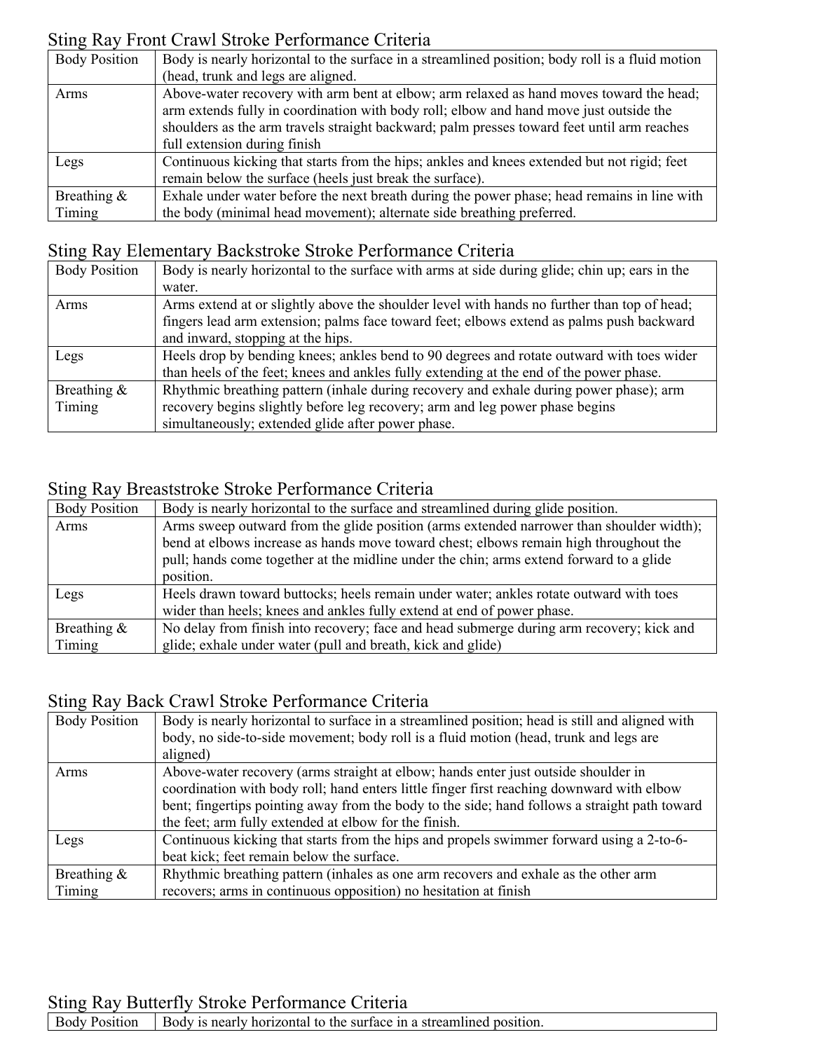## Sting Ray Front Crawl Stroke Performance Criteria

| | |
|---|---|
| Body Position | Body is nearly horizontal to the surface in a streamlined position; body roll is a fluid motion (head, trunk and legs are aligned. |
| Arms | Above-water recovery with arm bent at elbow; arm relaxed as hand moves toward the head; arm extends fully in coordination with body roll; elbow and hand move just outside the shoulders as the arm travels straight backward; palm presses toward feet until arm reaches full extension during finish |
| Legs | Continuous kicking that starts from the hips; ankles and knees extended but not rigid; feet remain below the surface (heels just break the surface). |
| Breathing & Timing | Exhale under water before the next breath during the power phase; head remains in line with the body (minimal head movement); alternate side breathing preferred. |

## Sting Ray Elementary Backstroke Stroke Performance Criteria

| | |
|---|---|
| Body Position | Body is nearly horizontal to the surface with arms at side during glide; chin up; ears in the water. |
| Arms | Arms extend at or slightly above the shoulder level with hands no further than top of head; fingers lead arm extension; palms face toward feet; elbows extend as palms push backward and inward, stopping at the hips. |
| Legs | Heels drop by bending knees; ankles bend to 90 degrees and rotate outward with toes wider than heels of the feet; knees and ankles fully extending at the end of the power phase. |
| Breathing & Timing | Rhythmic breathing pattern (inhale during recovery and exhale during power phase); arm recovery begins slightly before leg recovery; arm and leg power phase begins simultaneously; extended glide after power phase. |

## Sting Ray Breaststroke Stroke Performance Criteria

| | |
|---|---|
| Body Position | Body is nearly horizontal to the surface and streamlined during glide position. |
| Arms | Arms sweep outward from the glide position (arms extended narrower than shoulder width); bend at elbows increase as hands move toward chest; elbows remain high throughout the pull; hands come together at the midline under the chin; arms extend forward to a glide position. |
| Legs | Heels drawn toward buttocks; heels remain under water; ankles rotate outward with toes wider than heels; knees and ankles fully extend at end of power phase. |
| Breathing & Timing | No delay from finish into recovery; face and head submerge during arm recovery; kick and glide; exhale under water (pull and breath, kick and glide) |

## Sting Ray Back Crawl Stroke Performance Criteria

| | |
|---|---|
| Body Position | Body is nearly horizontal to surface in a streamlined position; head is still and aligned with body, no side-to-side movement; body roll is a fluid motion (head, trunk and legs are aligned) |
| Arms | Above-water recovery (arms straight at elbow; hands enter just outside shoulder in coordination with body roll; hand enters little finger first reaching downward with elbow bent; fingertips pointing away from the body to the side; hand follows a straight path toward the feet; arm fully extended at elbow for the finish. |
| Legs | Continuous kicking that starts from the hips and propels swimmer forward using a 2-to-6-beat kick; feet remain below the surface. |
| Breathing & Timing | Rhythmic breathing pattern (inhales as one arm recovers and exhale as the other arm recovers; arms in continuous opposition) no hesitation at finish |

## Sting Ray Butterfly Stroke Performance Criteria

| | |
|---|---|
| Body Position | Body is nearly horizontal to the surface in a streamlined position. |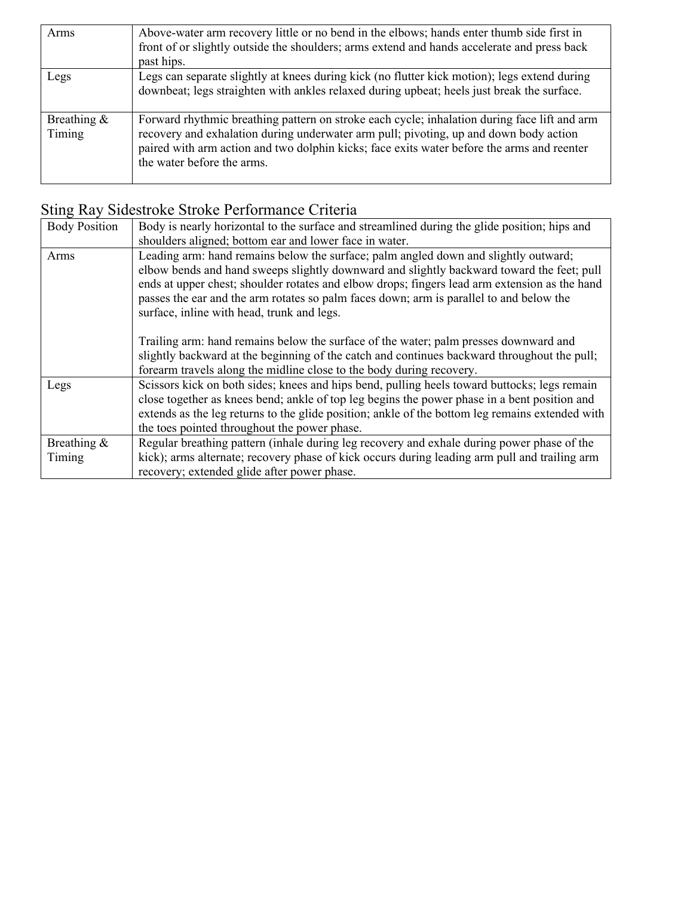| | |
|---|---|
| Arms | Above-water arm recovery little or no bend in the elbows; hands enter thumb side first in front of or slightly outside the shoulders; arms extend and hands accelerate and press back past hips. |
| Legs | Legs can separate slightly at knees during kick (no flutter kick motion); legs extend during downbeat; legs straighten with ankles relaxed during upbeat; heels just break the surface. |
| Breathing & Timing | Forward rhythmic breathing pattern on stroke each cycle; inhalation during face lift and arm recovery and exhalation during underwater arm pull; pivoting, up and down body action paired with arm action and two dolphin kicks; face exits water before the arms and reenter the water before the arms. |

## Sting Ray Sidestroke Stroke Performance Criteria

| | |
|---|---|
| Body Position | Body is nearly horizontal to the surface and streamlined during the glide position; hips and shoulders aligned; bottom ear and lower face in water. |
| Arms | Leading arm: hand remains below the surface; palm angled down and slightly outward; elbow bends and hand sweeps slightly downward and slightly backward toward the feet; pull ends at upper chest; shoulder rotates and elbow drops; fingers lead arm extension as the hand passes the ear and the arm rotates so palm faces down; arm is parallel to and below the surface, inline with head, trunk and legs.<br><br>Trailing arm: hand remains below the surface of the water; palm presses downward and slightly backward at the beginning of the catch and continues backward throughout the pull; forearm travels along the midline close to the body during recovery. |
| Legs | Scissors kick on both sides; knees and hips bend, pulling heels toward buttocks; legs remain close together as knees bend; ankle of top leg begins the power phase in a bent position and extends as the leg returns to the glide position; ankle of the bottom leg remains extended with the toes pointed throughout the power phase. |
| Breathing & Timing | Regular breathing pattern (inhale during leg recovery and exhale during power phase of the kick); arms alternate; recovery phase of kick occurs during leading arm pull and trailing arm recovery; extended glide after power phase. |